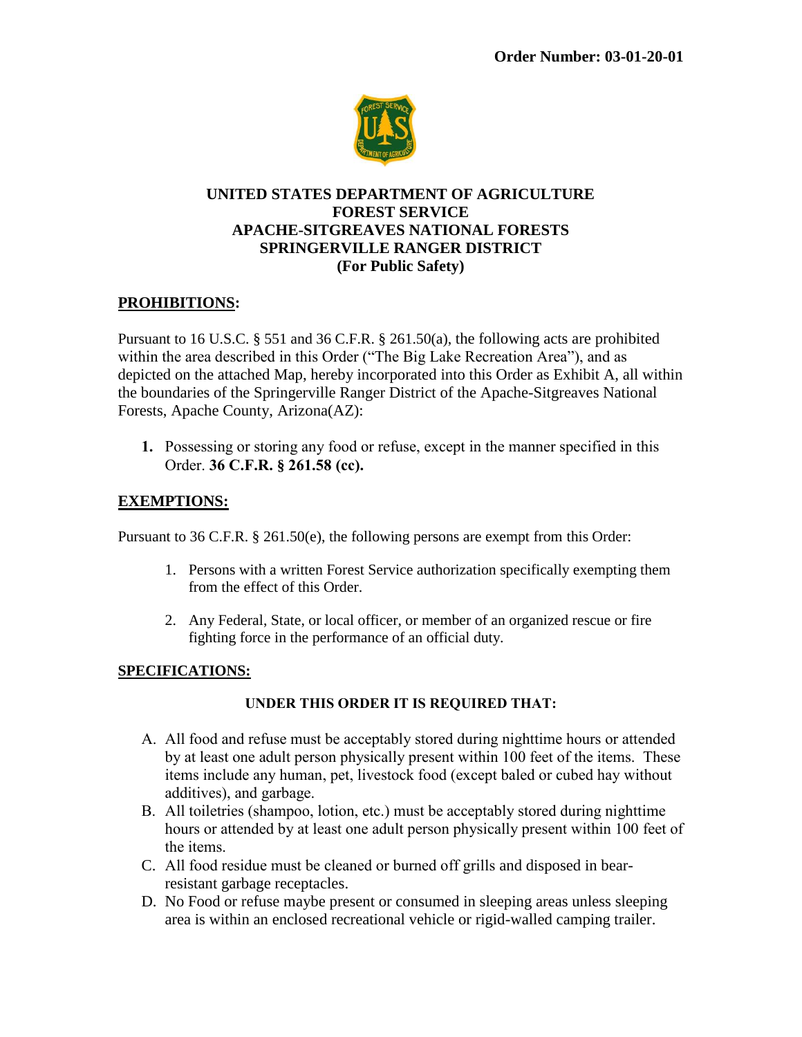**Order Number: 03-01-20-01**

**UNITED STATES DEPARTMENT OF AGRICULTURE**
**FOREST SERVICE**
**APACHE-SITGREAVES NATIONAL FORESTS**
**SPRINGERVILLE RANGER DISTRICT**
**(For Public Safety)**

## PROHIBITIONS:

Pursuant to 16 U.S.C. § 551 and 36 C.F.R. § 261.50(a), the following acts are prohibited within the area described in this Order ("The Big Lake Recreation Area"), and as depicted on the attached Map, hereby incorporated into this Order as Exhibit A, all within the boundaries of the Springerville Ranger District of the Apache-Sitgreaves National Forests, Apache County, Arizona(AZ):

1. Possessing or storing any food or refuse, except in the manner specified in this Order. **36 C.F.R. § 261.58 (cc).**

## EXEMPTIONS:

Pursuant to 36 C.F.R. § 261.50(e), the following persons are exempt from this Order:

1. Persons with a written Forest Service authorization specifically exempting them from the effect of this Order.
2. Any Federal, State, or local officer, or member of an organized rescue or fire fighting force in the performance of an official duty.

## SPECIFICATIONS:

**UNDER THIS ORDER IT IS REQUIRED THAT:**

A. All food and refuse must be acceptably stored during nighttime hours or attended by at least one adult person physically present within 100 feet of the items. These items include any human, pet, livestock food (except baled or cubed hay without additives), and garbage.
B. All toiletries (shampoo, lotion, etc.) must be acceptably stored during nighttime hours or attended by at least one adult person physically present within 100 feet of the items.
C. All food residue must be cleaned or burned off grills and disposed in bear-resistant garbage receptacles.
D. No Food or refuse maybe present or consumed in sleeping areas unless sleeping area is within an enclosed recreational vehicle or rigid-walled camping trailer.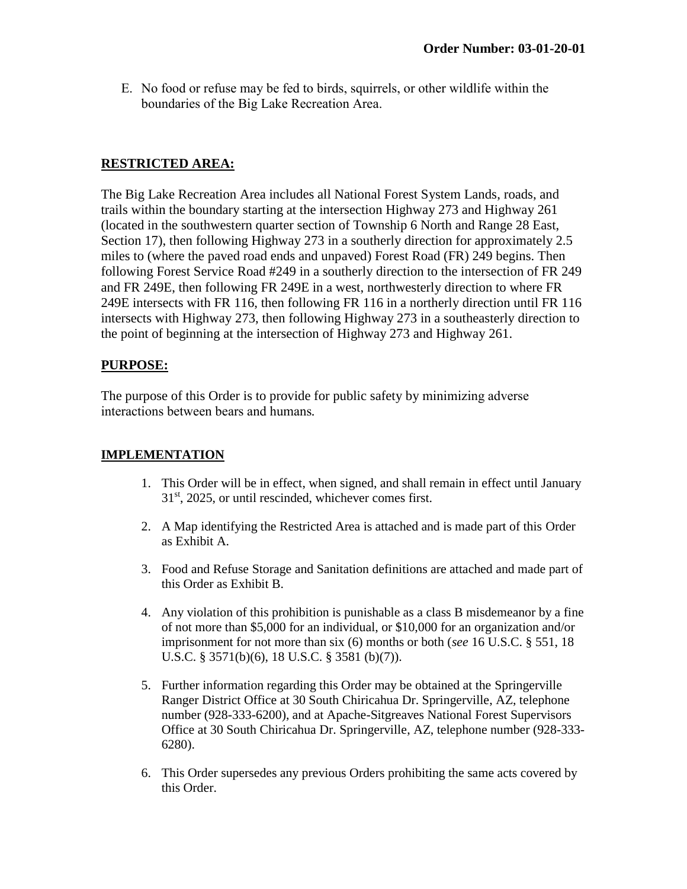E. No food or refuse may be fed to birds, squirrels, or other wildlife within the boundaries of the Big Lake Recreation Area.

## RESTRICTED AREA:

The Big Lake Recreation Area includes all National Forest System Lands, roads, and trails within the boundary starting at the intersection Highway 273 and Highway 261 (located in the southwestern quarter section of Township 6 North and Range 28 East, Section 17), then following Highway 273 in a southerly direction for approximately 2.5 miles to (where the paved road ends and unpaved) Forest Road (FR) 249 begins. Then following Forest Service Road #249 in a southerly direction to the intersection of FR 249 and FR 249E, then following FR 249E in a west, northwesterly direction to where FR 249E intersects with FR 116, then following FR 116 in a northerly direction until FR 116 intersects with Highway 273, then following Highway 273 in a southeasterly direction to the point of beginning at the intersection of Highway 273 and Highway 261.

## PURPOSE:

The purpose of this Order is to provide for public safety by minimizing adverse interactions between bears and humans.

## IMPLEMENTATION

1. This Order will be in effect, when signed, and shall remain in effect until January 31st, 2025, or until rescinded, whichever comes first.

2. A Map identifying the Restricted Area is attached and is made part of this Order as Exhibit A.

3. Food and Refuse Storage and Sanitation definitions are attached and made part of this Order as Exhibit B.

4. Any violation of this prohibition is punishable as a class B misdemeanor by a fine of not more than $5,000 for an individual, or $10,000 for an organization and/or imprisonment for not more than six (6) months or both (*see* 16 U.S.C. § 551, 18 U.S.C. § 3571(b)(6), 18 U.S.C. § 3581 (b)(7)).

5. Further information regarding this Order may be obtained at the Springerville Ranger District Office at 30 South Chiricahua Dr. Springerville, AZ, telephone number (928-333-6200), and at Apache-Sitgreaves National Forest Supervisors Office at 30 South Chiricahua Dr. Springerville, AZ, telephone number (928-333-6280).

6. This Order supersedes any previous Orders prohibiting the same acts covered by this Order.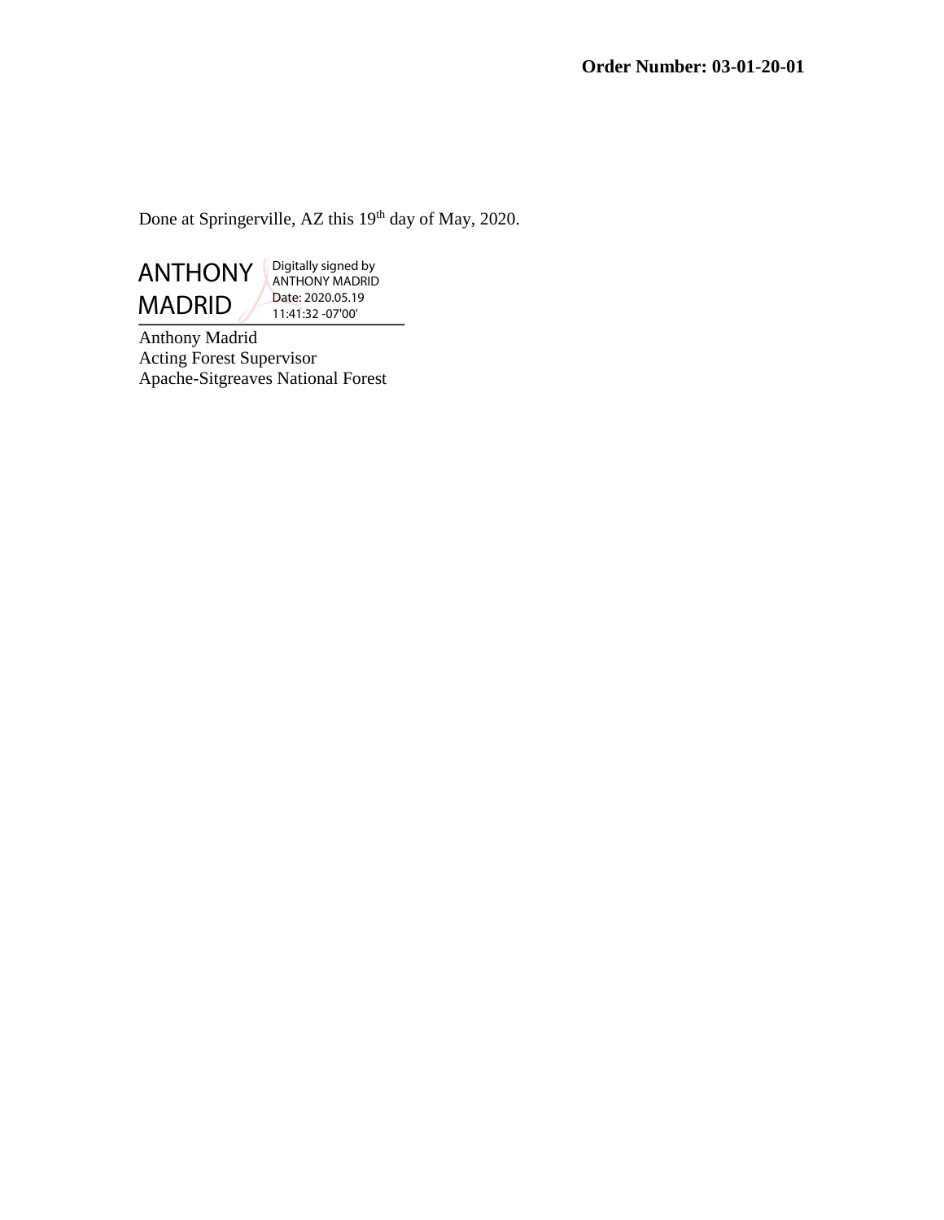**Order Number: 03-01-20-01**

Done at Springerville, AZ this 19th day of May, 2020.

ANTHONY MADRID
Digitally signed by ANTHONY MADRID
Date: 2020.05.19 11:41:32 -07'00'

Anthony Madrid
Acting Forest Supervisor
Apache-Sitgreaves National Forest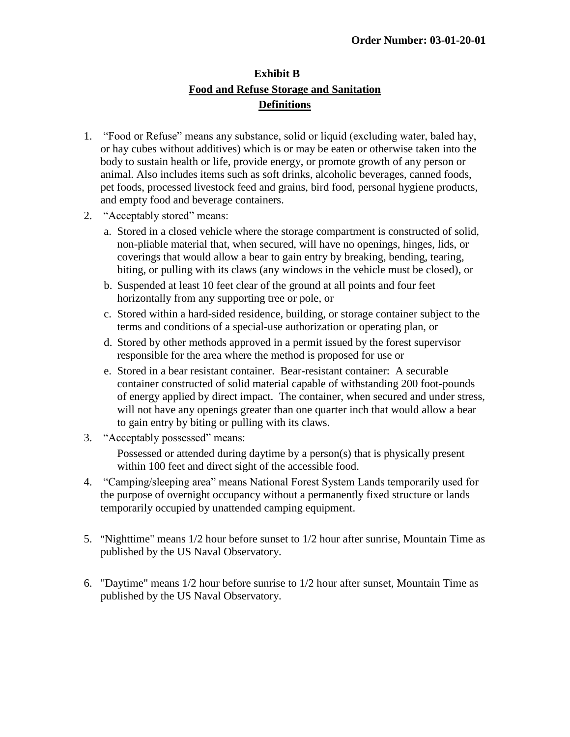**Order Number: 03-01-20-01**

# Exhibit B

## Food and Refuse Storage and Sanitation

## Definitions

1. "Food or Refuse" means any substance, solid or liquid (excluding water, baled hay, or hay cubes without additives) which is or may be eaten or otherwise taken into the body to sustain health or life, provide energy, or promote growth of any person or animal. Also includes items such as soft drinks, alcoholic beverages, canned foods, pet foods, processed livestock feed and grains, bird food, personal hygiene products, and empty food and beverage containers.
2. "Acceptably stored" means:
   a. Stored in a closed vehicle where the storage compartment is constructed of solid, non-pliable material that, when secured, will have no openings, hinges, lids, or coverings that would allow a bear to gain entry by breaking, bending, tearing, biting, or pulling with its claws (any windows in the vehicle must be closed), or
   b. Suspended at least 10 feet clear of the ground at all points and four feet horizontally from any supporting tree or pole, or
   c. Stored within a hard-sided residence, building, or storage container subject to the terms and conditions of a special-use authorization or operating plan, or
   d. Stored by other methods approved in a permit issued by the forest supervisor responsible for the area where the method is proposed for use or
   e. Stored in a bear resistant container. Bear-resistant container: A securable container constructed of solid material capable of withstanding 200 foot-pounds of energy applied by direct impact. The container, when secured and under stress, will not have any openings greater than one quarter inch that would allow a bear to gain entry by biting or pulling with its claws.
3. "Acceptably possessed" means:

   Possessed or attended during daytime by a person(s) that is physically present within 100 feet and direct sight of the accessible food.
4. "Camping/sleeping area" means National Forest System Lands temporarily used for the purpose of overnight occupancy without a permanently fixed structure or lands temporarily occupied by unattended camping equipment.
5. "Nighttime" means 1/2 hour before sunset to 1/2 hour after sunrise, Mountain Time as published by the US Naval Observatory.
6. "Daytime" means 1/2 hour before sunrise to 1/2 hour after sunset, Mountain Time as published by the US Naval Observatory.